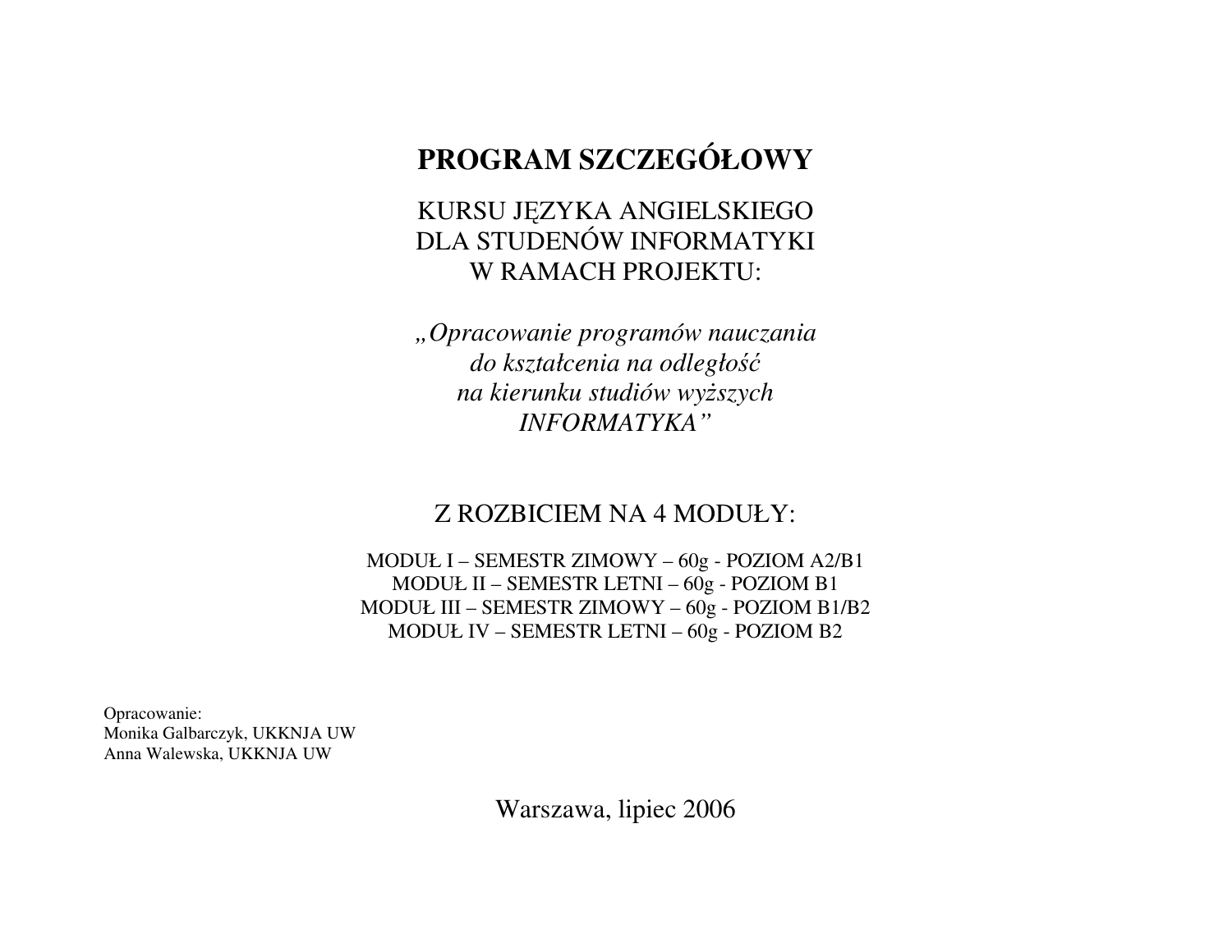# PROGRAM SZCZEGÓŁOWY

KURSU JĘZYKA ANGIELSKIEGO
DLA STUDENÓW INFORMATYKI
W RAMACH PROJEKTU:

*„Opracowanie programów nauczania*
*do kształcenia na odległość*
*na kierunku studiów wyższych*
*INFORMATYKA"*

Z ROZBICIEM NA 4 MODUŁY:

MODUŁ I – SEMESTR ZIMOWY – 60g - POZIOM A2/B1
MODUŁ II – SEMESTR LETNI – 60g - POZIOM B1
MODUŁ III – SEMESTR ZIMOWY – 60g - POZIOM B1/B2
MODUŁ IV – SEMESTR LETNI – 60g - POZIOM B2

Opracowanie:
Monika Galbarczyk, UKKNJA UW
Anna Walewska, UKKNJA UW

Warszawa, lipiec 2006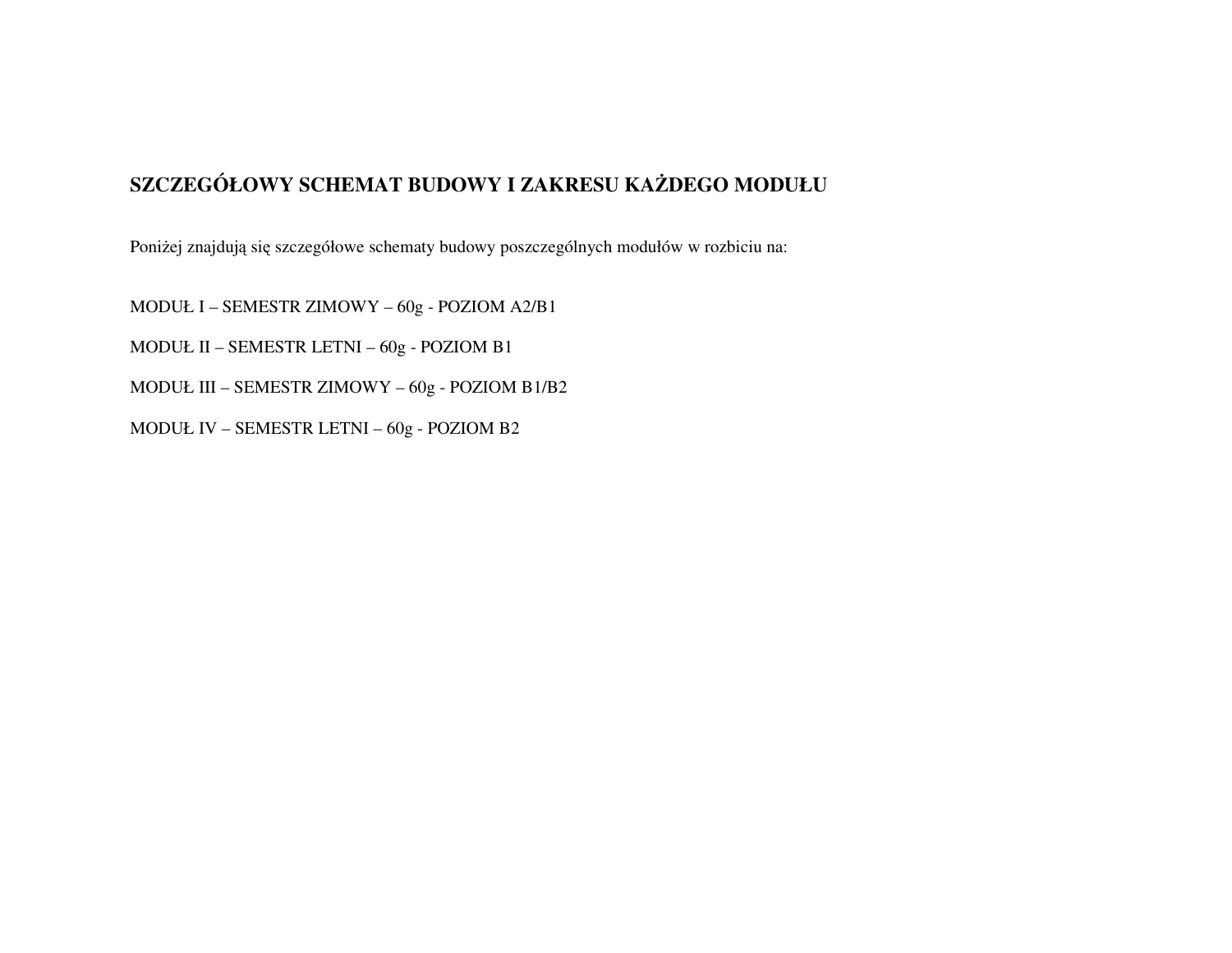## SZCZEGÓŁOWY SCHEMAT BUDOWY I ZAKRESU KAŻDEGO MODUŁU

Poniżej znajdują się szczegółowe schematy budowy poszczególnych modułów w rozbiciu na:

MODUŁ I – SEMESTR ZIMOWY – 60g - POZIOM A2/B1

MODUŁ II – SEMESTR LETNI – 60g - POZIOM B1

MODUŁ III – SEMESTR ZIMOWY – 60g - POZIOM B1/B2

MODUŁ IV – SEMESTR LETNI – 60g - POZIOM B2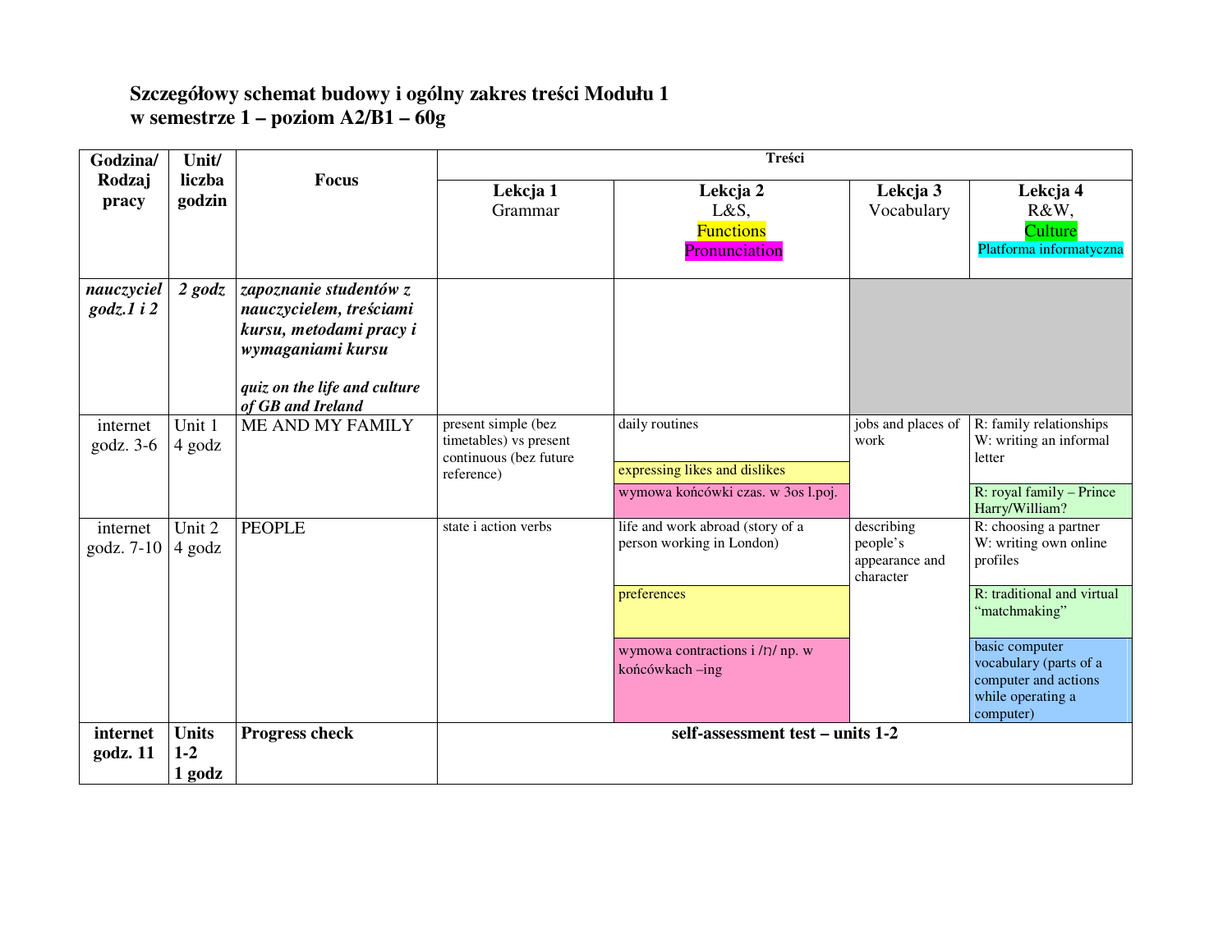**Szczegółowy schemat budowy i ogólny zakres treści Modułu 1**
**w semestrze 1 – poziom A2/B1 – 60g**

| Godzina/ Rodzaj pracy | Unit/ liczba godzin | Focus | Treści | | | |
|---|---|---|---|---|---|---|
| | | | **Lekcja 1** Grammar | **Lekcja 2** L&S, Functions, Pronunciation | **Lekcja 3** Vocabulary | **Lekcja 4** R&W, Culture, Platforma informatyczna |
| ***nauczyciel godz.1 i 2*** | ***2 godz*** | ***zapoznanie studentów z nauczycielem, treściami kursu, metodami pracy i wymaganiami kursu*** <br><br> ***quiz on the life and culture of GB and Ireland*** | | | | |
| internet godz. 3-6 | Unit 1 4 godz | ME AND MY FAMILY | present simple (bez timetables) vs present continuous (bez future reference) | daily routines <br> expressing likes and dislikes <br> wymowa końcówki czas. w 3os l.poj. | jobs and places of work | R: family relationships W: writing an informal letter <br> R: royal family – Prince Harry/William? |
| internet godz. 7-10 | Unit 2 4 godz | PEOPLE | state i action verbs | life and work abroad (story of a person working in London) <br> preferences <br> wymowa contractions i /ŋ/ np. w końcówkach –ing | describing people's appearance and character | R: choosing a partner W: writing own online profiles <br> R: traditional and virtual "matchmaking" <br> basic computer vocabulary (parts of a computer and actions while operating a computer) |
| **internet godz. 11** | **Units 1-2 1 godz** | **Progress check** | **self-assessment test – units 1-2** | | | |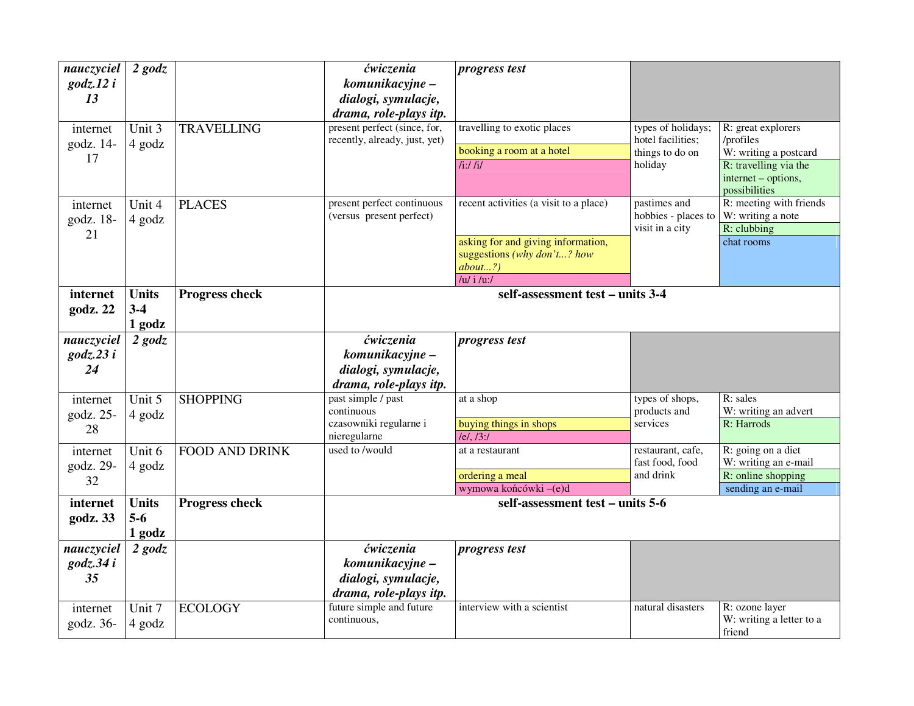| | | | | | | |
|---|---|---|---|---|---|---|
| ***nauczyciel godz.12 i 13*** | ***2 godz*** | | ***ćwiczenia komunikacyjne – dialogi, symulacje, drama, role-plays itp.*** | ***progress test*** | | |
| internet godz. 14-17 | Unit 3 4 godz | TRAVELLING | present perfect (since, for, recently, already, just, yet) | travelling to exotic places<br>booking a room at a hotel<br>/i:/ /i/ | types of holidays; hotel facilities; things to do on holiday | R: great explorers /profiles<br>W: writing a postcard<br>R: travelling via the internet – options, possibilities |
| internet godz. 18-21 | Unit 4 4 godz | PLACES | present perfect continuous (versus present perfect) | recent activities (a visit to a place)<br>asking for and giving information, suggestions *(why don't...? how about...?)*<br>/u/ i /u:/ | pastimes and hobbies - places to visit in a city | R: meeting with friends<br>W: writing a note<br>R: clubbing<br>chat rooms |
| **internet godz. 22** | **Units 3-4 1 godz** | **Progress check** | **self-assessment test – units 3-4** | | | |
| ***nauczyciel godz.23 i 24*** | ***2 godz*** | | ***ćwiczenia komunikacyjne – dialogi, symulacje, drama, role-plays itp.*** | ***progress test*** | | |
| internet godz. 25-28 | Unit 5 4 godz | SHOPPING | past simple / past continuous<br>czasowniki regularne i nieregularne | at a shop<br>buying things in shops<br>/e/, /3:/ | types of shops, products and services | R: sales<br>W: writing an advert<br>R: Harrods |
| internet godz. 29-32 | Unit 6 4 godz | FOOD AND DRINK | used to /would | at a restaurant<br>ordering a meal<br>wymowa końcówki –(e)d | restaurant, cafe, fast food, food and drink | R: going on a diet<br>W: writing an e-mail<br>R: online shopping<br>sending an e-mail |
| **internet godz. 33** | **Units 5-6 1 godz** | **Progress check** | **self-assessment test – units 5-6** | | | |
| ***nauczyciel godz.34 i 35*** | ***2 godz*** | | ***ćwiczenia komunikacyjne – dialogi, symulacje, drama, role-plays itp.*** | ***progress test*** | | |
| internet godz. 36- | Unit 7 4 godz | ECOLOGY | future simple and future continuous, | interview with a scientist | natural disasters | R: ozone layer<br>W: writing a letter to a friend |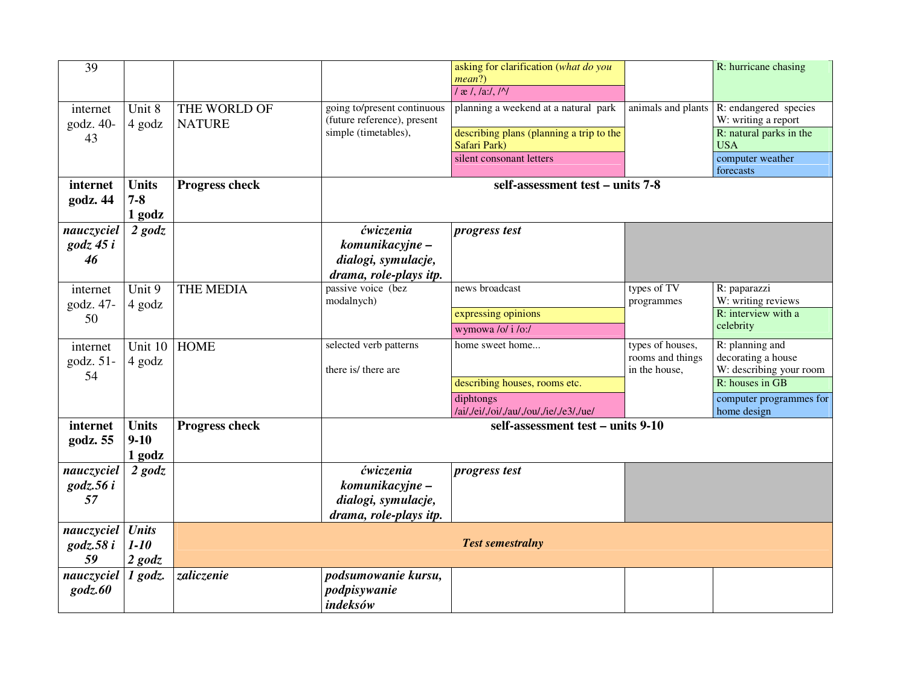| | | | | | | |
|---|---|---|---|---|---|---|
| 39 | | | | asking for clarification (*what do you mean*?)<br>/ æ /, /a:/, /^/ | | R: hurricane chasing |
| internet godz. 40-43 | Unit 8<br>4 godz | THE WORLD OF NATURE | going to/present continuous (future reference), present simple (timetables), | planning a weekend at a natural park<br>describing plans (planning a trip to the Safari Park)<br>silent consonant letters | animals and plants | R: endangered species<br>W: writing a report<br>R: natural parks in the USA<br>computer weather forecasts |
| **internet godz. 44** | **Units 7-8<br>1 godz** | **Progress check** | **self-assessment test – units 7-8** | | | |
| ***nauczyciel godz 45 i 46*** | ***2 godz*** | | ***ćwiczenia komunikacyjne – dialogi, symulacje, drama, role-plays itp.*** | ***progress test*** | | |
| internet godz. 47-50 | Unit 9<br>4 godz | THE MEDIA | passive voice (bez modalnych) | news broadcast<br>expressing opinions<br>wymowa /o/ i /o:/ | types of TV programmes | R: paparazzi<br>W: writing reviews<br>R: interview with a celebrity |
| internet godz. 51-54 | Unit 10<br>4 godz | HOME | selected verb patterns<br><br>there is/ there are | home sweet home...<br>describing houses, rooms etc.<br>diphtongs /ai/,/ei/,/oi/,/au/,/ou/,/ie/,/e3/,/ue/ | types of houses, rooms and things in the house, | R: planning and decorating a house<br>W: describing your room<br>R: houses in GB<br>computer programmes for home design |
| **internet godz. 55** | **Units 9-10<br>1 godz** | **Progress check** | **self-assessment test – units 9-10** | | | |
| ***nauczyciel godz.56 i 57*** | ***2 godz*** | | ***ćwiczenia komunikacyjne – dialogi, symulacje, drama, role-plays itp.*** | ***progress test*** | | |
| ***nauczyciel godz.58 i 59*** | ***Units 1-10<br>2 godz*** | ***Test semestralny*** | | | | |
| ***nauczyciel godz.60*** | ***1 godz.*** | ***zaliczenie*** | ***podsumowanie kursu, podpisywanie indeksów*** | | | |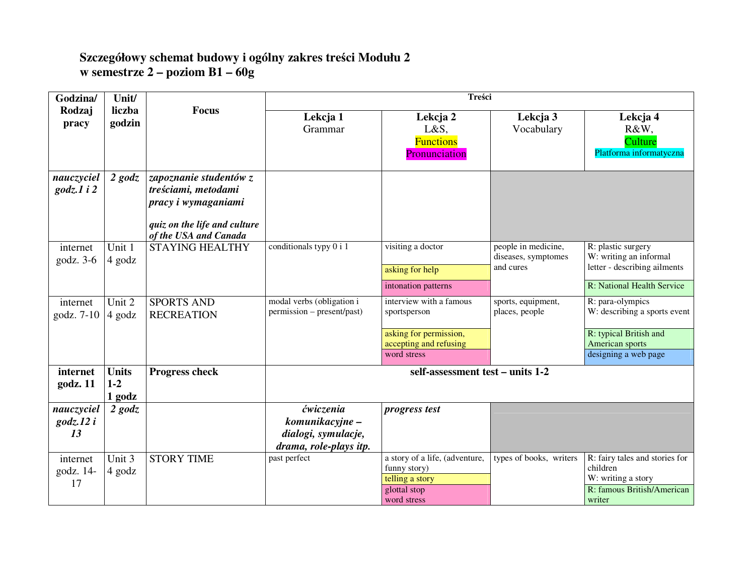**Szczegółowy schemat budowy i ogólny zakres treści Modułu 2**
**w semestrze 2 – poziom B1 – 60g**

| Godzina/ Rodzaj pracy | Unit/ liczba godzin | Focus | Treści | | | |
|---|---|---|---|---|---|---|
| | | | **Lekcja 1** Grammar | **Lekcja 2** L&S, Functions Pronunciation | **Lekcja 3** Vocabulary | **Lekcja 4** R&W, Culture Platforma informatyczna |
| ***nauczyciel godz.1 i 2*** | ***2 godz*** | ***zapoznanie studentów z treściami, metodami pracy i wymaganiami*** <br><br> ***quiz on the life and culture of the USA and Canada*** | | | | |
| internet godz. 3-6 | Unit 1 4 godz | STAYING HEALTHY | conditionals typy 0 i 1 | visiting a doctor <br> asking for help <br> intonation patterns | people in medicine, diseases, symptomes and cures | R: plastic surgery <br> W: writing an informal letter - describing ailments <br> R: National Health Service |
| internet godz. 7-10 | Unit 2 4 godz | SPORTS AND RECREATION | modal verbs (obligation i permission – present/past) | interview with a famous sportsperson <br> asking for permission, accepting and refusing <br> word stress | sports, equipment, places, people | R: para-olympics <br> W: describing a sports event <br> R: typical British and American sports <br> designing a web page |
| **internet godz. 11** | **Units 1-2 1 godz** | **Progress check** | **self-assessment test – units 1-2** | | | |
| ***nauczyciel godz.12 i 13*** | ***2 godz*** | | ***ćwiczenia komunikacyjne – dialogi, symulacje, drama, role-plays itp.*** | ***progress test*** | | |
| internet godz. 14-17 | Unit 3 4 godz | STORY TIME | past perfect | a story of a life, (adventure, funny story) <br> telling a story <br> glottal stop <br> word stress | types of books, writers | R: fairy tales and stories for children <br> W: writing a story <br> R: famous British/American writer |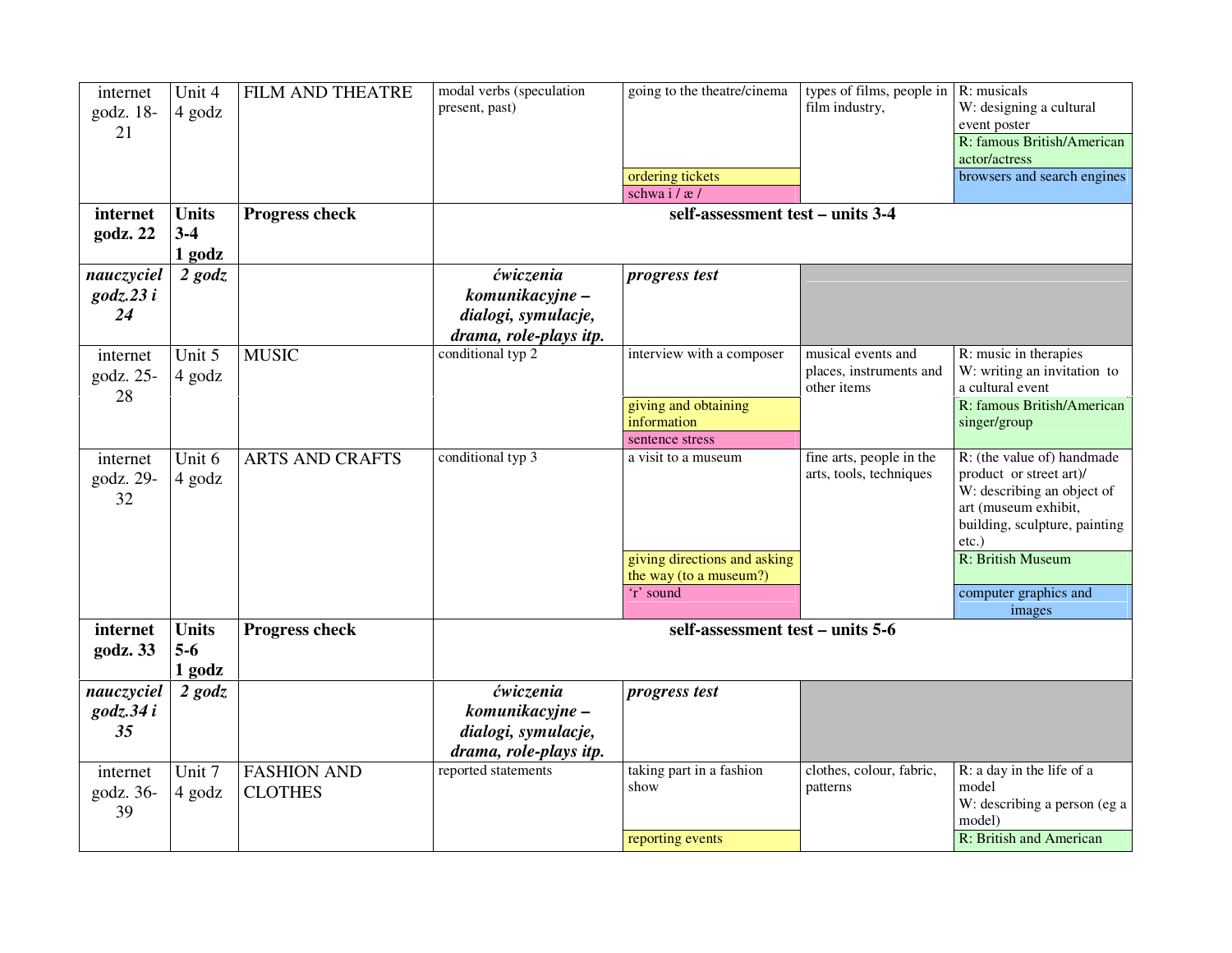| | | | | | | |
|---|---|---|---|---|---|---|
| internet godz. 18-21 | Unit 4 4 godz | FILM AND THEATRE | modal verbs (speculation present, past) | going to the theatre/cinema<br>ordering tickets<br>schwa i / æ / | types of films, people in film industry, | R: musicals<br>W: designing a cultural event poster<br>R: famous British/American actor/actress<br>browsers and search engines |
| **internet godz. 22** | **Units 3-4 1 godz** | **Progress check** | **self-assessment test – units 3-4** | | | |
| ***nauczyciel godz.23 i 24*** | ***2 godz*** | | ***ćwiczenia komunikacyjne – dialogi, symulacje, drama, role-plays itp.*** | ***progress test*** | | |
| internet godz. 25-28 | Unit 5 4 godz | MUSIC | conditional typ 2 | interview with a composer<br>giving and obtaining information<br>sentence stress | musical events and places, instruments and other items | R: music in therapies<br>W: writing an invitation to a cultural event<br>R: famous British/American singer/group |
| internet godz. 29-32 | Unit 6 4 godz | ARTS AND CRAFTS | conditional typ 3 | a visit to a museum<br>giving directions and asking the way (to a museum?)<br>'r' sound | fine arts, people in the arts, tools, techniques | R: (the value of) handmade product or street art)/<br>W: describing an object of art (museum exhibit, building, sculpture, painting etc.)<br>R: British Museum<br>computer graphics and images |
| **internet godz. 33** | **Units 5-6 1 godz** | **Progress check** | **self-assessment test – units 5-6** | | | |
| ***nauczyciel godz.34 i 35*** | ***2 godz*** | | ***ćwiczenia komunikacyjne – dialogi, symulacje, drama, role-plays itp.*** | ***progress test*** | | |
| internet godz. 36-39 | Unit 7 4 godz | FASHION AND CLOTHES | reported statements | taking part in a fashion show<br>reporting events | clothes, colour, fabric, patterns | R: a day in the life of a model<br>W: describing a person (eg a model)<br>R: British and American |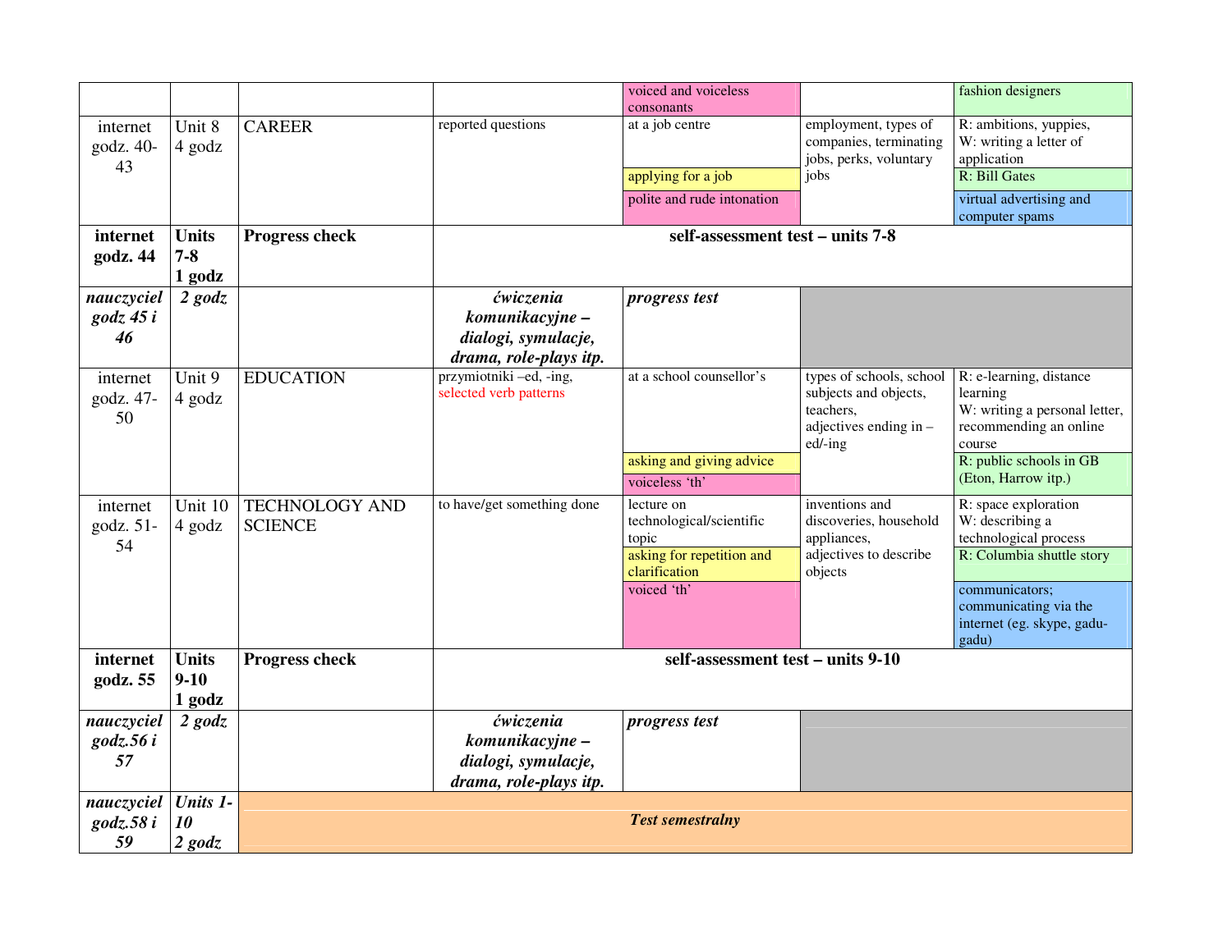| | | | | | | |
|---|---|---|---|---|---|---|
| | | | | voiced and voiceless consonants | | fashion designers |
| internet godz. 40-43 | Unit 8 4 godz | CAREER | reported questions | at a job centre<br>applying for a job<br>polite and rude intonation | employment, types of companies, terminating jobs, perks, voluntary jobs | R: ambitions, yuppies,<br>W: writing a letter of application<br>R: Bill Gates<br>virtual advertising and computer spams |
| **internet godz. 44** | **Units 7-8 1 godz** | **Progress check** | **self-assessment test – units 7-8** | | | |
| ***nauczyciel godz 45 i 46*** | ***2 godz*** | | ***ćwiczenia komunikacyjne – dialogi, symulacje, drama, role-plays itp.*** | ***progress test*** | | |
| internet godz. 47-50 | Unit 9 4 godz | EDUCATION | przymiotniki –ed, -ing, selected verb patterns | at a school counsellor's<br>asking and giving advice<br>voiceless 'th' | types of schools, school subjects and objects, teachers, adjectives ending in –ed/-ing | R: e-learning, distance learning<br>W: writing a personal letter, recommending an online course<br>R: public schools in GB (Eton, Harrow itp.) |
| internet godz. 51-54 | Unit 10 4 godz | TECHNOLOGY AND SCIENCE | to have/get something done | lecture on technological/scientific topic<br>asking for repetition and clarification<br>voiced 'th' | inventions and discoveries, household appliances, adjectives to describe objects | R: space exploration<br>W: describing a technological process<br>R: Columbia shuttle story<br>communicators; communicating via the internet (eg. skype, gadu-gadu) |
| **internet godz. 55** | **Units 9-10 1 godz** | **Progress check** | **self-assessment test – units 9-10** | | | |
| ***nauczyciel godz.56 i 57*** | ***2 godz*** | | ***ćwiczenia komunikacyjne – dialogi, symulacje, drama, role-plays itp.*** | ***progress test*** | | |
| ***nauczyciel godz.58 i 59*** | ***Units 1-10 2 godz*** | ***Test semestralny*** | | | | |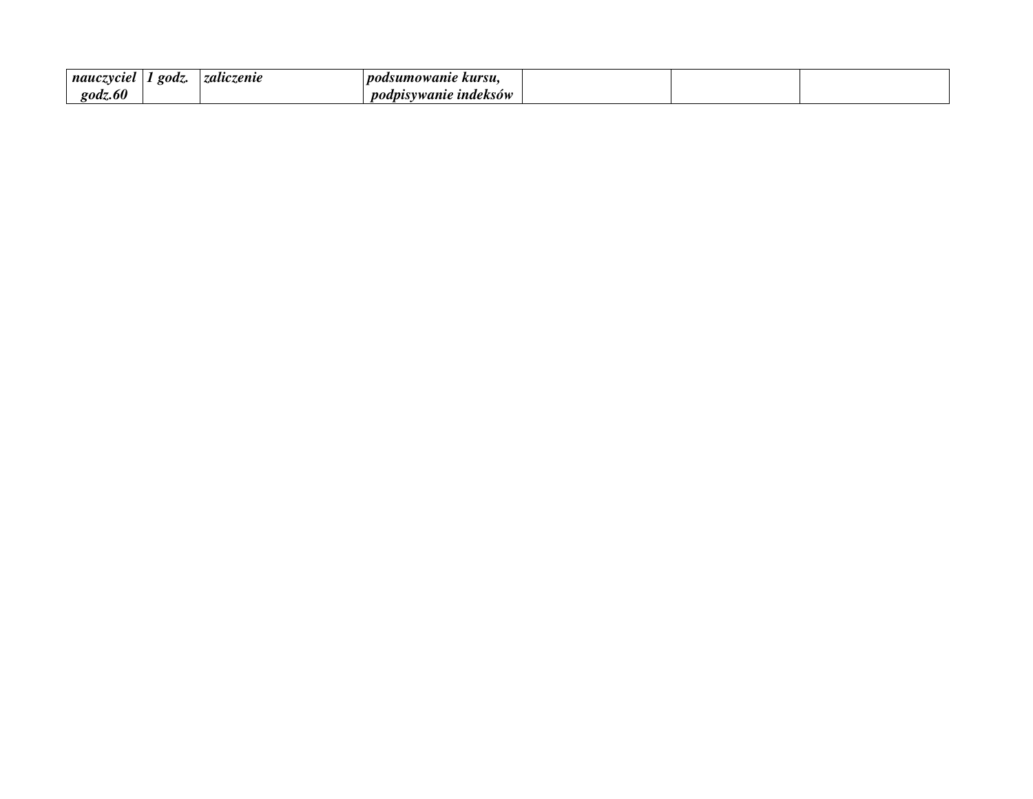| | | | | | | |
|---|---|---|---|---|---|---|
| ***nauczyciel godz.60*** | ***1 godz.*** | ***zaliczenie*** | ***podsumowanie kursu, podpisywanie indeksów*** | | | |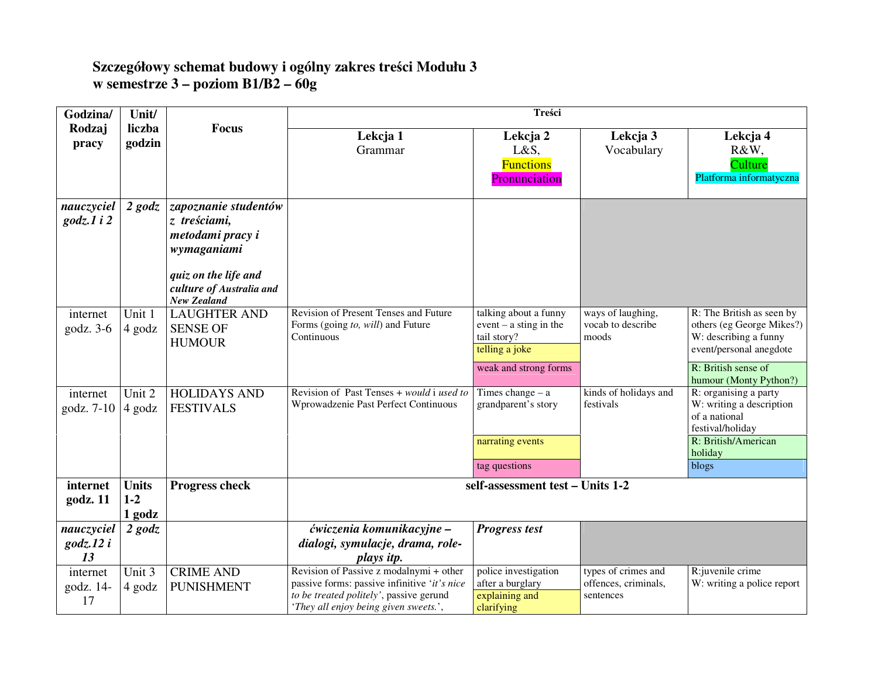**Szczegółowy schemat budowy i ogólny zakres treści Modułu 3 w semestrze 3 – poziom B1/B2 – 60g**

| Godzina/ Rodzaj pracy | Unit/ liczba godzin | Focus | Treści | | | |
|---|---|---|---|---|---|---|
| | | | Lekcja 1 Grammar | Lekcja 2 L&S, Functions Pronunciation | Lekcja 3 Vocabulary | Lekcja 4 R&W, Culture Platforma informatyczna |
| ***nauczyciel godz.1 i 2*** | ***2 godz*** | ***zapoznanie studentów z treściami, metodami pracy i wymaganiami*** <br><br> ***quiz on the life and culture of Australia and New Zealand*** | | | | |
| internet godz. 3-6 | Unit 1 4 godz | LAUGHTER AND SENSE OF HUMOUR | Revision of Present Tenses and Future Forms (going *to, will*) and Future Continuous | talking about a funny event – a sting in the tail story? <br> telling a joke <br> weak and strong forms | ways of laughing, vocab to describe moods | R: The British as seen by others (eg George Mikes?) W: describing a funny event/personal anegdote <br> R: British sense of humour (Monty Python?) |
| internet godz. 7-10 | Unit 2 4 godz | HOLIDAYS AND FESTIVALS | Revision of Past Tenses + *would* i *used to* Wprowadzenie Past Perfect Continuous | Times change – a grandparent's story <br> narrating events <br> tag questions | kinds of holidays and festivals | R: organising a party W: writing a description of a national festival/holiday <br> R: British/American holiday <br> blogs |
| **internet godz. 11** | **Units 1-2 1 godz** | **Progress check** | **self-assessment test – Units 1-2** | | | |
| ***nauczyciel godz.12 i 13*** | ***2 godz*** | | ***ćwiczenia komunikacyjne – dialogi, symulacje, drama, role-plays itp.*** | ***Progress test*** | | |
| internet godz. 14-17 | Unit 3 4 godz | CRIME AND PUNISHMENT | Revision of Passive z modalnymi + other passive forms: passive infinitive *'it's nice to be treated politely'*, passive gerund *'They all enjoy being given sweets.'*, | police investigation after a burglary <br> explaining and clarifying | types of crimes and offences, criminals, sentences | R:juvenile crime W: writing a police report |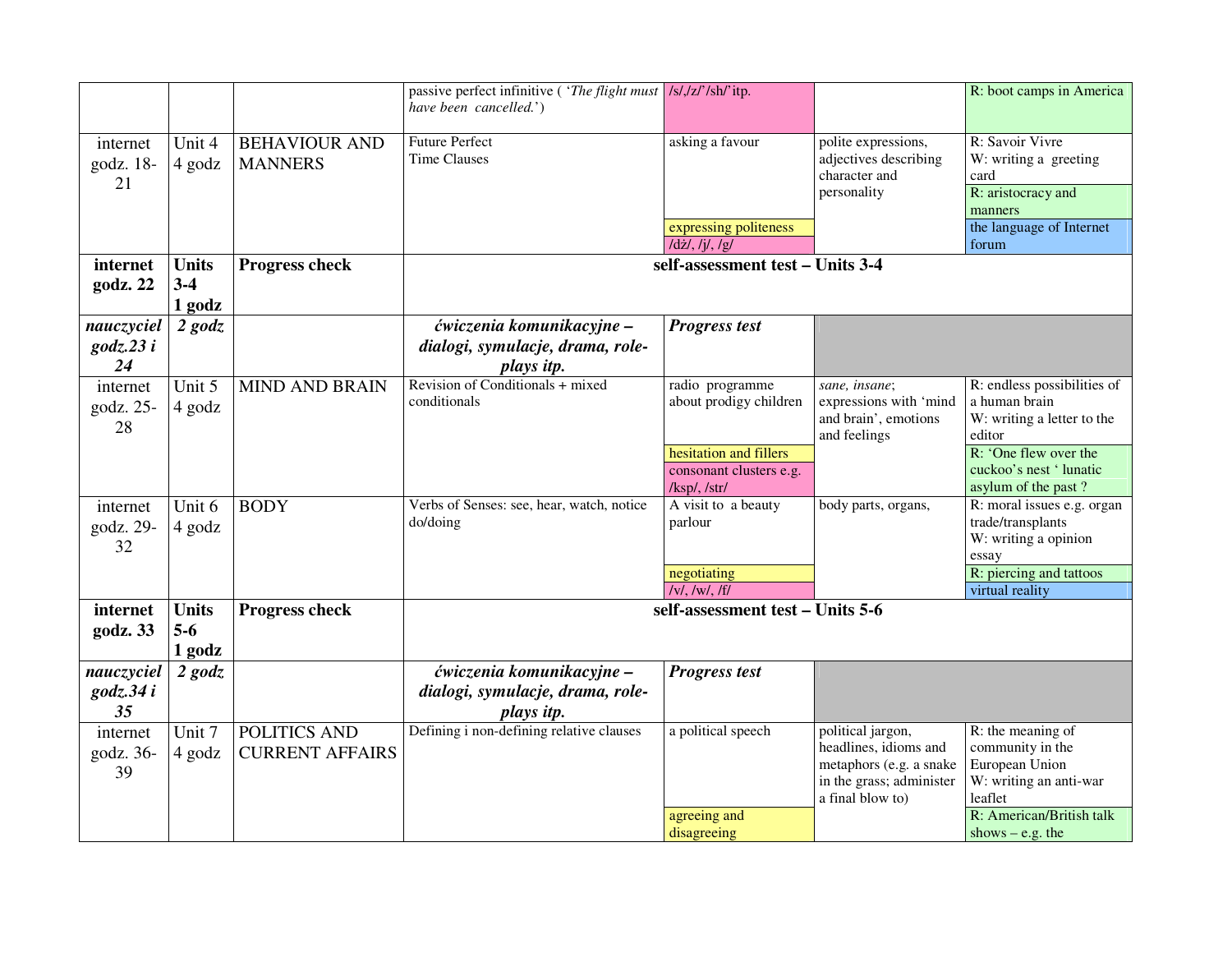| | | | | | | |
|---|---|---|---|---|---|---|
| | | | passive perfect infinitive ( '*The flight must have been cancelled.*') | /s/,/z/'/sh/'itp. | | R: boot camps in America |
| internet godz. 18-21 | Unit 4 4 godz | BEHAVIOUR AND MANNERS | Future Perfect Time Clauses | asking a favour<br>expressing politeness<br>/dż/, /j/, /g/ | polite expressions, adjectives describing character and personality | R: Savoir Vivre<br>W: writing a greeting card<br>R: aristocracy and manners<br>the language of Internet forum |
| **internet godz. 22** | **Units 3-4 1 godz** | **Progress check** | **self-assessment test – Units 3-4** | | | |
| ***nauczyciel godz.23 i 24*** | ***2 godz*** | | ***ćwiczenia komunikacyjne – dialogi, symulacje, drama, role-plays itp.*** | ***Progress test*** | | |
| internet godz. 25-28 | Unit 5 4 godz | MIND AND BRAIN | Revision of Conditionals + mixed conditionals | radio programme about prodigy children<br>hesitation and fillers<br>consonant clusters e.g. /ksp/, /str/ | *sane, insane*; expressions with 'mind and brain', emotions and feelings | R: endless possibilities of a human brain<br>W: writing a letter to the editor<br>R: 'One flew over the cuckoo's nest ' lunatic asylum of the past ? |
| internet godz. 29-32 | Unit 6 4 godz | BODY | Verbs of Senses: see, hear, watch, notice do/doing | A visit to a beauty parlour<br>negotiating<br>/v/, /w/, /f/ | body parts, organs, | R: moral issues e.g. organ trade/transplants<br>W: writing a opinion essay<br>R: piercing and tattoos<br>virtual reality |
| **internet godz. 33** | **Units 5-6 1 godz** | **Progress check** | **self-assessment test – Units 5-6** | | | |
| ***nauczyciel godz.34 i 35*** | ***2 godz*** | | ***ćwiczenia komunikacyjne – dialogi, symulacje, drama, role-plays itp.*** | ***Progress test*** | | |
| internet godz. 36-39 | Unit 7 4 godz | POLITICS AND CURRENT AFFAIRS | Defining i non-defining relative clauses | a political speech<br>agreeing and disagreeing | political jargon, headlines, idioms and metaphors (e.g. a snake in the grass; administer a final blow to) | R: the meaning of community in the European Union<br>W: writing an anti-war leaflet<br>R: American/British talk shows – e.g. the |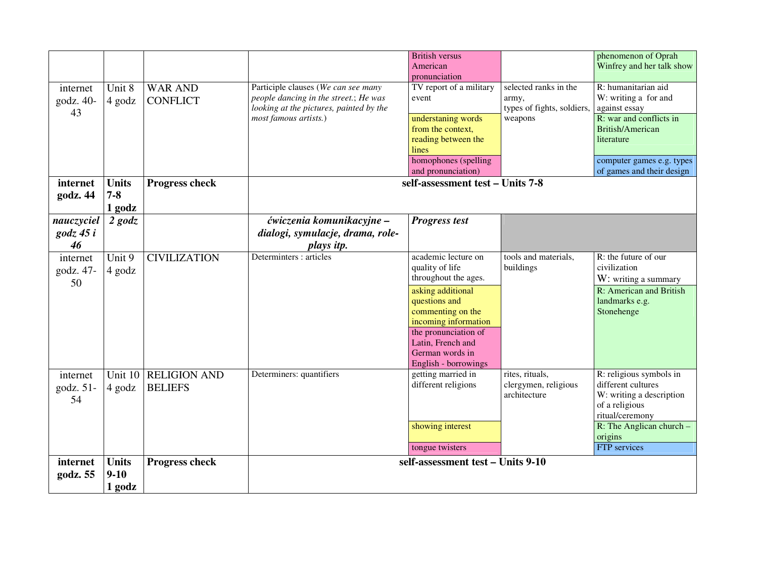| | | | | | | |
|---|---|---|---|---|---|---|
| | | | | British versus American pronunciation | | phenomenon of Oprah Winfrey and her talk show |
| internet godz. 40-43 | Unit 8 4 godz | WAR AND CONFLICT | Participle clauses (*We can see many people dancing in the street.*; *He was looking at the pictures, painted by the most famous artists.*) | TV report of a military event | selected ranks in the army, types of fights, soldiers, weapons | R: humanitarian aid W: writing a for and against essay |
| | | | | understaning words from the context, reading between the lines | | R: war and conflicts in British/American literature |
| | | | | homophones (spelling and pronunciation) | | computer games e.g. types of games and their design |
| **internet godz. 44** | **Units 7-8 1 godz** | **Progress check** | **self-assessment test – Units 7-8** | | | |
| ***nauczyciel godz 45 i 46*** | ***2 godz*** | | ***ćwiczenia komunikacyjne – dialogi, symulacje, drama, role-plays itp.*** | ***Progress test*** | | |
| internet godz. 47-50 | Unit 9 4 godz | CIVILIZATION | Determinters : articles | academic lecture on quality of life throughout the ages. | tools and materials, buildings | R: the future of our civilization W: writing a summary |
| | | | | asking additional questions and commenting on the incoming information | | R: American and British landmarks e.g. Stonehenge |
| | | | | the pronunciation of Latin, French and German words in English - borrowings | | |
| internet godz. 51-54 | Unit 10 4 godz | RELIGION AND BELIEFS | Determiners: quantifiers | getting married in different religions | rites, rituals, clergymen, religious architecture | R: religious symbols in different cultures W: writing a description of a religious ritual/ceremony |
| | | | | showing interest | | R: The Anglican church – origins |
| | | | | tongue twisters | | FTP services |
| **internet godz. 55** | **Units 9-10 1 godz** | **Progress check** | **self-assessment test – Units 9-10** | | | |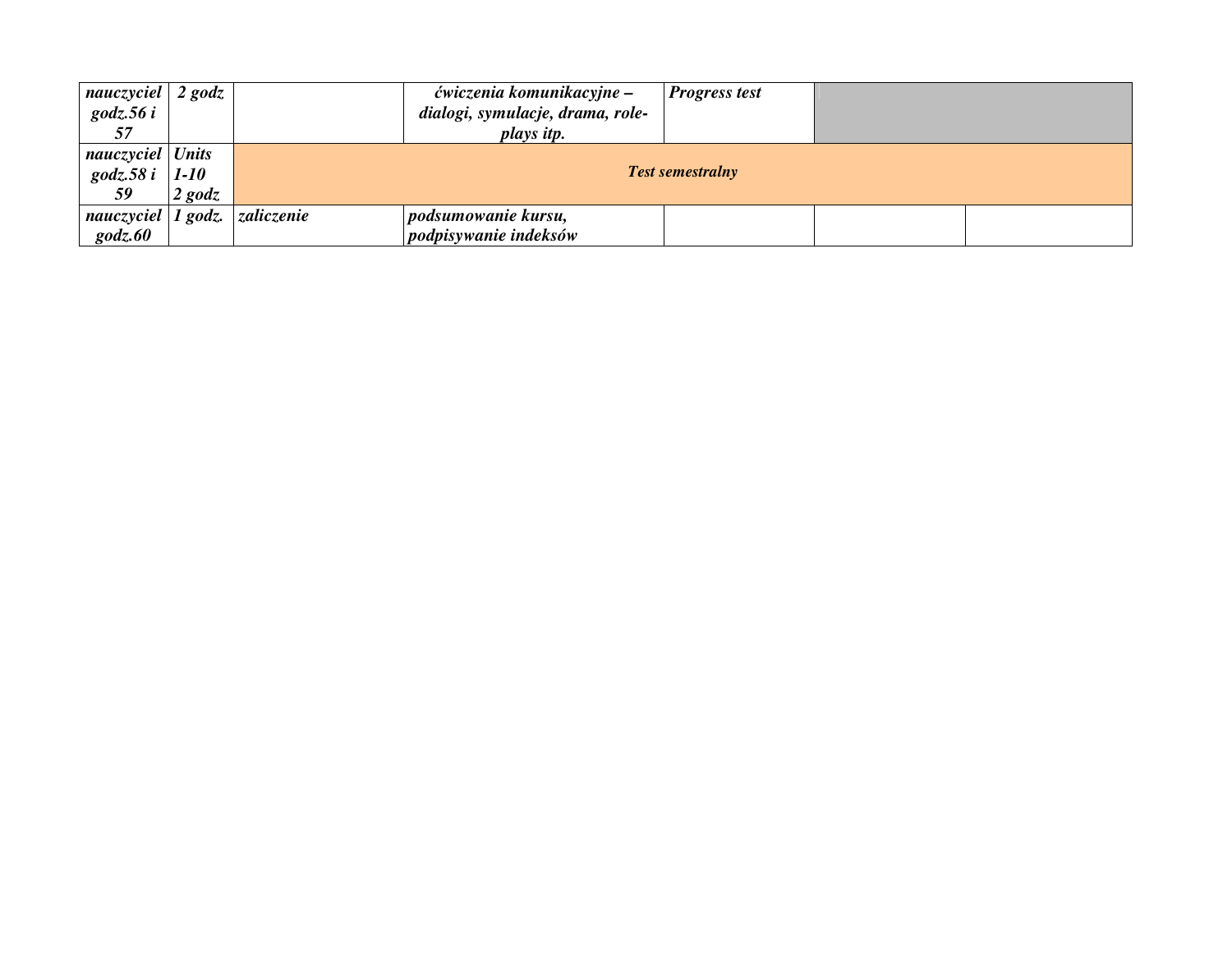| | | | | | | |
|---|---|---|---|---|---|---|
| ***nauczyciel godz.56 i 57*** | ***2 godz*** | | ***ćwiczenia komunikacyjne – dialogi, symulacje, drama, role-plays itp.*** | ***Progress test*** | | |
| ***nauczyciel godz.58 i 59*** | ***Units 1-10 2 godz*** | ***Test semestralny*** | | | | |
| ***nauczyciel godz.60*** | ***1 godz.*** | ***zaliczenie*** | ***podsumowanie kursu, podpisywanie indeksów*** | | | |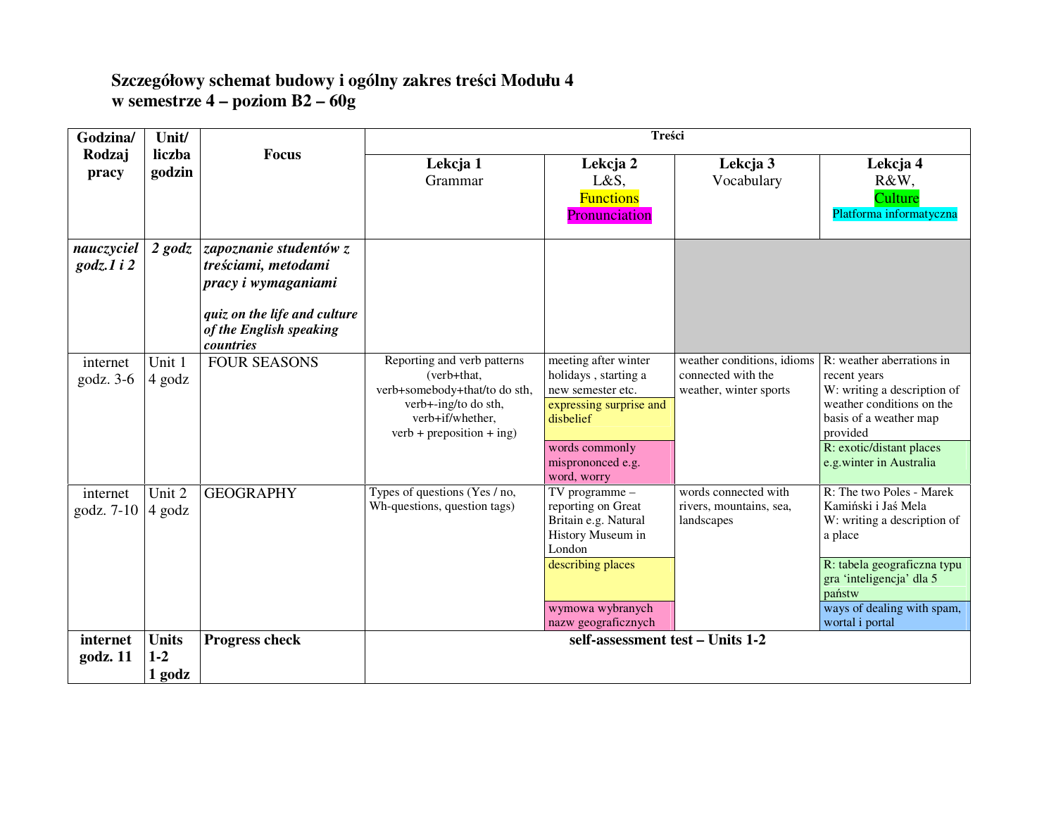**Szczegółowy schemat budowy i ogólny zakres treści Modułu 4**
**w semestrze 4 – poziom B2 – 60g**

| Godzina/ Rodzaj pracy | Unit/ liczba godzin | Focus | Treści | | | |
|---|---|---|---|---|---|---|
| | | | **Lekcja 1** Grammar | **Lekcja 2** L&S, Functions Pronunciation | **Lekcja 3** Vocabulary | **Lekcja 4** R&W, Culture Platforma informatyczna |
| ***nauczyciel godz.1 i 2*** | ***2 godz*** | ***zapoznanie studentów z treściami, metodami pracy i wymaganiami*** <br><br> ***quiz on the life and culture of the English speaking countries*** | | | | |
| internet godz. 3-6 | Unit 1 4 godz | FOUR SEASONS | Reporting and verb patterns (verb+that, verb+somebody+that/to do sth, verb+-ing/to do sth, verb+if/whether, verb + preposition + ing) | meeting after winter holidays , starting a new semester etc. <br> expressing surprise and disbelief <br> words commonly mispronounced e.g. word, worry | weather conditions, idioms connected with the weather, winter sports | R: weather aberrations in recent years <br> W: writing a description of weather conditions on the basis of a weather map provided <br> R: exotic/distant places e.g.winter in Australia |
| internet godz. 7-10 | Unit 2 4 godz | GEOGRAPHY | Types of questions (Yes / no, Wh-questions, question tags) | TV programme – reporting on Great Britain e.g. Natural History Museum in London <br> describing places <br> wymowa wybranych nazw geograficznych | words connected with rivers, mountains, sea, landscapes | R: The two Poles - Marek Kamiński i Jaś Mela <br> W: writing a description of a place <br> R: tabela geograficzna typu gra 'inteligencja' dla 5 państw <br> ways of dealing with spam, wortal i portal |
| **internet godz. 11** | **Units 1-2 1 godz** | **Progress check** | **self-assessment test – Units 1-2** | | | |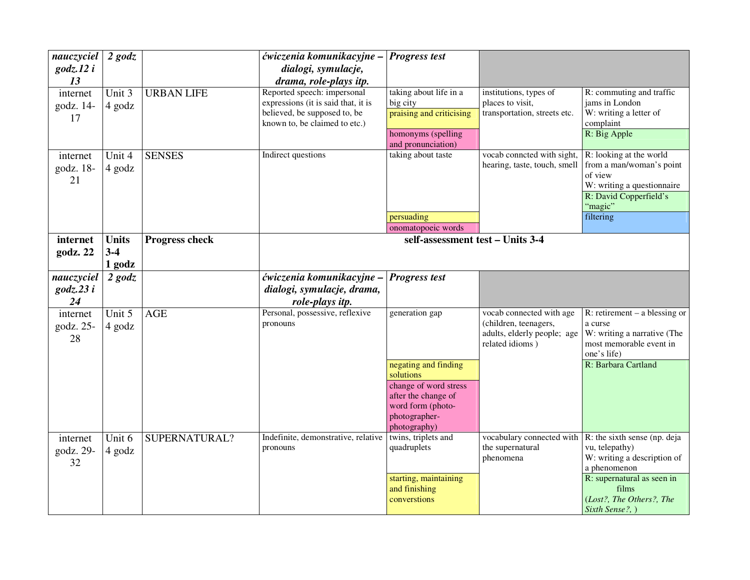| | | | | | | |
|---|---|---|---|---|---|---|
| ***nauczyciel godz.12 i 13*** | ***2 godz*** | | ***ćwiczenia komunikacyjne – dialogi, symulacje, drama, role-plays itp.*** | ***Progress test*** | | |
| internet godz. 14-17 | Unit 3 4 godz | URBAN LIFE | Reported speech: impersonal expressions (it is said that, it is believed, be supposed to, be known to, be claimed to etc.) | taking about life in a big city<br>praising and criticising<br>homonyms (spelling and pronunciation) | institutions, types of places to visit, transportation, streets etc. | R: commuting and traffic jams in London<br>W: writing a letter of complaint<br>R: Big Apple |
| internet godz. 18-21 | Unit 4 4 godz | SENSES | Indirect questions | taking about taste<br>persuading<br>onomatopoeic words | vocab conncted with sight, hearing, taste, touch, smell | R: looking at the world from a man/woman's point of view<br>W: writing a questionnaire<br>R: David Copperfield's "magic"<br>filtering |
| **internet godz. 22** | **Units 3-4 1 godz** | **Progress check** | **self-assessment test – Units 3-4** | | | |
| ***nauczyciel godz.23 i 24*** | ***2 godz*** | | ***ćwiczenia komunikacyjne – dialogi, symulacje, drama, role-plays itp.*** | ***Progress test*** | | |
| internet godz. 25-28 | Unit 5 4 godz | AGE | Personal, possessive, reflexive pronouns | generation gap<br>negating and finding solutions<br>change of word stress after the change of word form (photo-photographer-photography) | vocab connected with age (children, teenagers, adults, elderly people; age related idioms ) | R: retirement – a blessing or a curse<br>W: writing a narrative (The most memorable event in one's life)<br>R: Barbara Cartland |
| internet godz. 29-32 | Unit 6 4 godz | SUPERNATURAL? | Indefinite, demonstrative, relative pronouns | twins, triplets and quadruplets<br>starting, maintaining and finishing converstions | vocabulary connected with the supernatural phenomena | R: the sixth sense (np. deja vu, telepathy)<br>W: writing a description of a phenomenon<br>R: supernatural as seen in films (*Lost?, The Others?, The Sixth Sense?,* ) |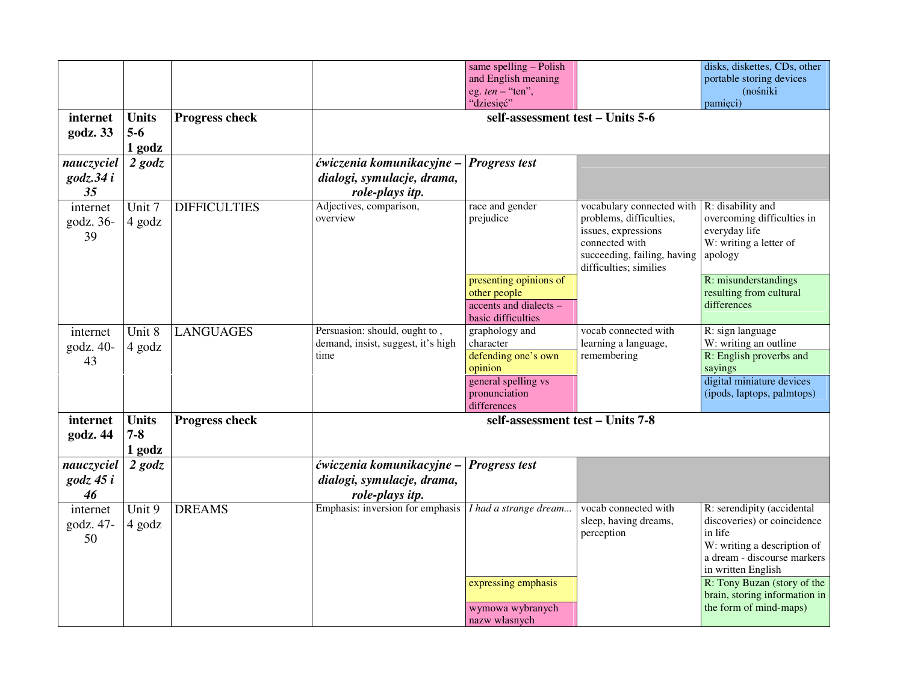| | | | | | | |
|---|---|---|---|---|---|---|
| | | | | same spelling – Polish and English meaning eg. *ten* – "ten", "dziesięć" | | disks, diskettes, CDs, other portable storing devices (nośniki pamięci) |
| **internet godz. 33** | **Units 5-6 1 godz** | **Progress check** | **self-assessment test – Units 5-6** | | | |
| ***nauczyciel godz.34 i 35*** | ***2 godz*** | | ***ćwiczenia komunikacyjne – dialogi, symulacje, drama, role-plays itp.*** | ***Progress test*** | | |
| internet godz. 36-39 | Unit 7 4 godz | DIFFICULTIES | Adjectives, comparison, overview | race and gender prejudice | vocabulary connected with problems, difficulties, issues, expressions connected with succeeding, failing, having difficulties; similies | R: disability and overcoming difficulties in everyday life W: writing a letter of apology |
| | | | | presenting opinions of other people | | R: misunderstandings resulting from cultural differences |
| | | | | accents and dialects – basic difficulties | | |
| internet godz. 40-43 | Unit 8 4 godz | LANGUAGES | Persuasion: should, ought to , demand, insist, suggest, it's high time | graphology and character | vocab connected with learning a language, remembering | R: sign language W: writing an outline |
| | | | | defending one's own opinion | | R: English proverbs and sayings |
| | | | | general spelling vs pronunciation differences | | digital miniature devices (ipods, laptops, palmtops) |
| **internet godz. 44** | **Units 7-8 1 godz** | **Progress check** | **self-assessment test – Units 7-8** | | | |
| ***nauczyciel godz 45 i 46*** | ***2 godz*** | | ***ćwiczenia komunikacyjne – dialogi, symulacje, drama, role-plays itp.*** | ***Progress test*** | | |
| internet godz. 47-50 | Unit 9 4 godz | DREAMS | Emphasis: inversion for emphasis | *I had a strange dream...* | vocab connected with sleep, having dreams, perception | R: serendipity (accidental discoveries) or coincidence in life W: writing a description of a dream - discourse markers in written English |
| | | | | expressing emphasis | | R: Tony Buzan (story of the brain, storing information in the form of mind-maps) |
| | | | | wymowa wybranych nazw własnych | | |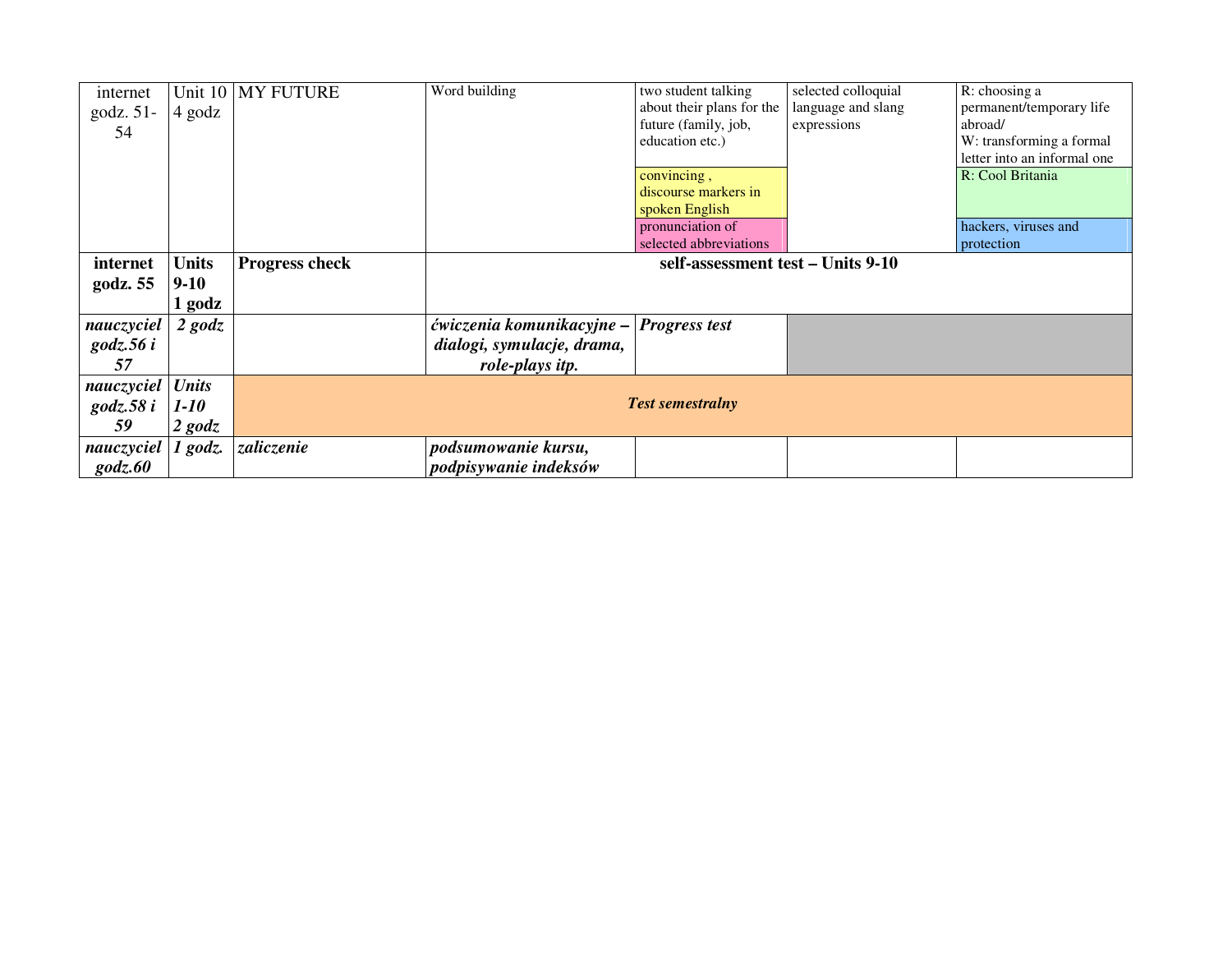| | | | | | | |
|---|---|---|---|---|---|---|
| internet godz. 51-54 | Unit 10 4 godz | MY FUTURE | Word building | two student talking about their plans for the future (family, job, education etc.) | selected colloquial language and slang expressions | R: choosing a permanent/temporary life abroad/ W: transforming a formal letter into an informal one |
| | | | | convincing , discourse markers in spoken English | | R: Cool Britania |
| | | | | pronunciation of selected abbreviations | | hackers, viruses and protection |
| **internet godz. 55** | **Units 9-10 1 godz** | **Progress check** | **self-assessment test – Units 9-10** | | | |
| ***nauczyciel godz.56 i 57*** | ***2 godz*** | | ***ćwiczenia komunikacyjne – dialogi, symulacje, drama, role-plays itp.*** | ***Progress test*** | | |
| ***nauczyciel godz.58 i 59*** | ***Units 1-10 2 godz*** | ***Test semestralny*** | | | | |
| ***nauczyciel godz.60*** | ***1 godz.*** | ***zaliczenie*** | ***podsumowanie kursu, podpisywanie indeksów*** | | | |